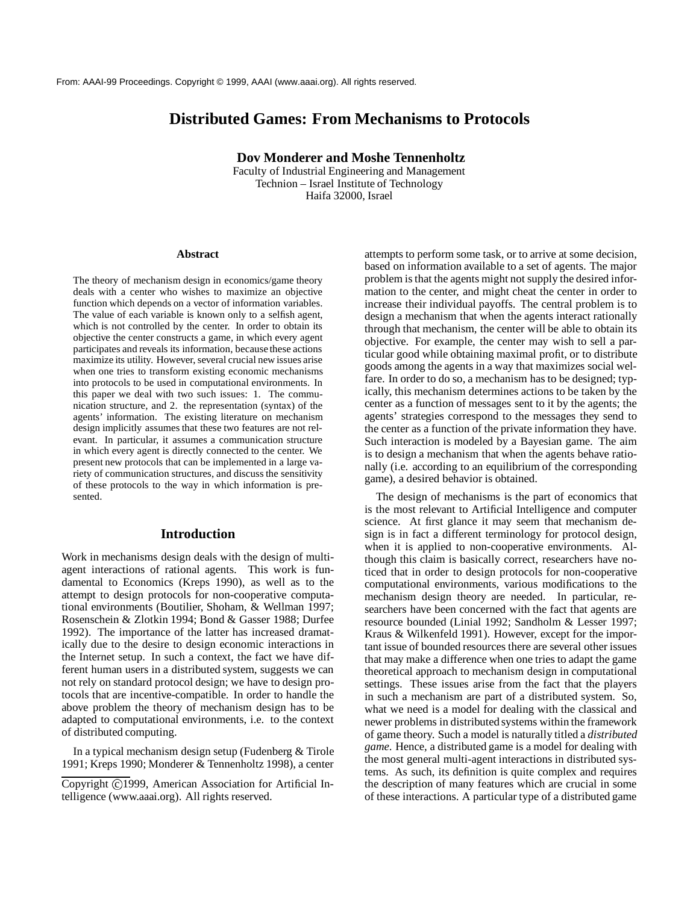From: AAAI-99 Proceedings. Copyright © 1999, AAAI (www.aaai.org). All rights reserved.

# Distributed Games: From Mechanisms to Protocols

**Dov Monderer and Moshe Tennenholtz**

Faculty of Industrial Engineering and Management
Technion – Israel Institute of Technology
Haifa 32000, Israel

### Abstract

The theory of mechanism design in economics/game theory deals with a center who wishes to maximize an objective function which depends on a vector of information variables. The value of each variable is known only to a selfish agent, which is not controlled by the center. In order to obtain its objective the center constructs a game, in which every agent participates and reveals its information, because these actions maximize its utility. However, several crucial new issues arise when one tries to transform existing economic mechanisms into protocols to be used in computational environments. In this paper we deal with two such issues: 1. The communication structure, and 2. the representation (syntax) of the agents' information. The existing literature on mechanism design implicitly assumes that these two features are not relevant. In particular, it assumes a communication structure in which every agent is directly connected to the center. We present new protocols that can be implemented in a large variety of communication structures, and discuss the sensitivity of these protocols to the way in which information is presented.

## Introduction

Work in mechanisms design deals with the design of multi-agent interactions of rational agents. This work is fundamental to Economics (Kreps 1990), as well as to the attempt to design protocols for non-cooperative computational environments (Boutilier, Shoham, & Wellman 1997; Rosenschein & Zlotkin 1994; Bond & Gasser 1988; Durfee 1992). The importance of the latter has increased dramatically due to the desire to design economic interactions in the Internet setup. In such a context, the fact we have different human users in a distributed system, suggests we can not rely on standard protocol design; we have to design protocols that are incentive-compatible. In order to handle the above problem the theory of mechanism design has to be adapted to computational environments, i.e. to the context of distributed computing.

In a typical mechanism design setup (Fudenberg & Tirole 1991; Kreps 1990; Monderer & Tennenholtz 1998), a center attempts to perform some task, or to arrive at some decision, based on information available to a set of agents. The major problem is that the agents might not supply the desired information to the center, and might cheat the center in order to increase their individual payoffs. The central problem is to design a mechanism that when the agents interact rationally through that mechanism, the center will be able to obtain its objective. For example, the center may wish to sell a particular good while obtaining maximal profit, or to distribute goods among the agents in a way that maximizes social welfare. In order to do so, a mechanism has to be designed; typically, this mechanism determines actions to be taken by the center as a function of messages sent to it by the agents; the agents' strategies correspond to the messages they send to the center as a function of the private information they have. Such interaction is modeled by a Bayesian game. The aim is to design a mechanism that when the agents behave rationally (i.e. according to an equilibrium of the corresponding game), a desired behavior is obtained.

The design of mechanisms is the part of economics that is the most relevant to Artificial Intelligence and computer science. At first glance it may seem that mechanism design is in fact a different terminology for protocol design, when it is applied to non-cooperative environments. Although this claim is basically correct, researchers have noticed that in order to design protocols for non-cooperative computational environments, various modifications to the mechanism design theory are needed. In particular, researchers have been concerned with the fact that agents are resource bounded (Linial 1992; Sandholm & Lesser 1997; Kraus & Wilkenfeld 1991). However, except for the important issue of bounded resources there are several other issues that may make a difference when one tries to adapt the game theoretical approach to mechanism design in computational settings. These issues arise from the fact that the players in such a mechanism are part of a distributed system. So, what we need is a model for dealing with the classical and newer problems in distributed systems within the framework of game theory. Such a model is naturally titled a *distributed game*. Hence, a distributed game is a model for dealing with the most general multi-agent interactions in distributed systems. As such, its definition is quite complex and requires the description of many features which are crucial in some of these interactions. A particular type of a distributed game

Copyright ©1999, American Association for Artificial Intelligence (www.aaai.org). All rights reserved.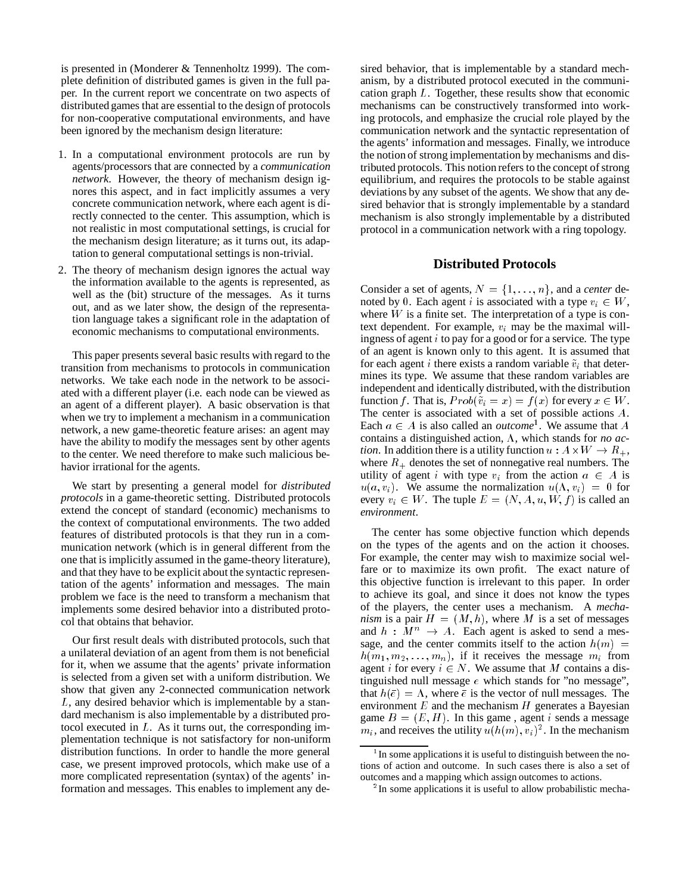is presented in (Monderer & Tennenholtz 1999). The complete definition of distributed games is given in the full paper. In the current report we concentrate on two aspects of distributed games that are essential to the design of protocols for non-cooperative computational environments, and have been ignored by the mechanism design literature:

1. In a computational environment protocols are run by agents/processors that are connected by a *communication network*. However, the theory of mechanism design ignores this aspect, and in fact implicitly assumes a very concrete communication network, where each agent is directly connected to the center. This assumption, which is not realistic in most computational settings, is crucial for the mechanism design literature; as it turns out, its adaptation to general computational settings is non-trivial.
2. The theory of mechanism design ignores the actual way the information available to the agents is represented, as well as the (bit) structure of the messages. As it turns out, and as we later show, the design of the representation language takes a significant role in the adaptation of economic mechanisms to computational environments.

This paper presents several basic results with regard to the transition from mechanisms to protocols in communication networks. We take each node in the network to be associated with a different player (i.e. each node can be viewed as an agent of a different player). A basic observation is that when we try to implement a mechanism in a communication network, a new game-theoretic feature arises: an agent may have the ability to modify the messages sent by other agents to the center. We need therefore to make such malicious behavior irrational for the agents.

We start by presenting a general model for *distributed protocols* in a game-theoretic setting. Distributed protocols extend the concept of standard (economic) mechanisms to the context of computational environments. The two added features of distributed protocols is that they run in a communication network (which is in general different from the one that is implicitly assumed in the game-theory literature), and that they have to be explicit about the syntactic representation of the agents' information and messages. The main problem we face is the need to transform a mechanism that implements some desired behavior into a distributed protocol that obtains that behavior.

Our first result deals with distributed protocols, such that a unilateral deviation of an agent from them is not beneficial for it, when we assume that the agents' private information is selected from a given set with a uniform distribution. We show that given any 2-connected communication network $L$, any desired behavior which is implementable by a standard mechanism is also implementable by a distributed protocol executed in $L$. As it turns out, the corresponding implementation technique is not satisfactory for non-uniform distribution functions. In order to handle the more general case, we present improved protocols, which make use of a more complicated representation (syntax) of the agents' information and messages. This enables to implement any desired behavior, that is implementable by a standard mechanism, by a distributed protocol executed in the communication graph $L$. Together, these results show that economic mechanisms can be constructively transformed into working protocols, and emphasize the crucial role played by the communication network and the syntactic representation of the agents' information and messages. Finally, we introduce the notion of strong implementation by mechanisms and distributed protocols. This notion refers to the concept of strong equilibrium, and requires the protocols to be stable against deviations by any subset of the agents. We show that any desired behavior that is strongly implementable by a standard mechanism is also strongly implementable by a distributed protocol in a communication network with a ring topology.

## Distributed Protocols

Consider a set of agents, $N = \{1, \ldots, n\}$, and a *center* denoted by $0$. Each agent $i$ is associated with a type $v_i \in W$, where $W$ is a finite set. The interpretation of a type is context dependent. For example, $v_i$ may be the maximal willingness of agent $i$ to pay for a good or for a service. The type of an agent is known only to this agent. It is assumed that for each agent $i$ there exists a random variable $\tilde{v}_i$ that determines its type. We assume that these random variables are independent and identically distributed, with the distribution function $f$. That is, $Prob(\tilde{v}_i = x) = f(x)$ for every $x \in W$. The center is associated with a set of possible actions $A$. Each $a \in A$ is also called an *outcome*[1]. We assume that $A$ contains a distinguished action, $\Lambda$, which stands for *no action*. In addition there is a utility function $u : A \times W \to R_+$, where $R_+$ denotes the set of nonnegative real numbers. The utility of agent $i$ with type $v_i$ from the action $a \in A$ is $u(a, v_i)$. We assume the normalization $u(\Lambda, v_i) = 0$ for every $v_i \in W$. The tuple $E = (N, A, u, W, f)$ is called an *environment*.

The center has some objective function which depends on the types of the agents and on the action it chooses. For example, the center may wish to maximize social welfare or to maximize its own profit. The exact nature of this objective function is irrelevant to this paper. In order to achieve its goal, and since it does not know the types of the players, the center uses a mechanism. A *mechanism* is a pair $H = (M, h)$, where $M$ is a set of messages and $h : M^n \to A$. Each agent is asked to send a message, and the center commits itself to the action $h(m) = h(m_1, m_2, \ldots, m_n)$, if it receives the message $m_i$ from agent $i$ for every $i \in N$. We assume that $M$ contains a distinguished null message $e$ which stands for "no message", that $h(\bar{e}) = \Lambda$, where $\bar{e}$ is the vector of null messages. The environment $E$ and the mechanism $H$ generates a Bayesian game $B = (E, H)$. In this game , agent $i$ sends a message $m_i$, and receives the utility $u(h(m), v_i)$[2]. In the mechanism

[1] In some applications it is useful to distinguish between the notions of action and outcome. In such cases there is also a set of outcomes and a mapping which assign outcomes to actions.

[2] In some applications it is useful to allow probabilistic mecha-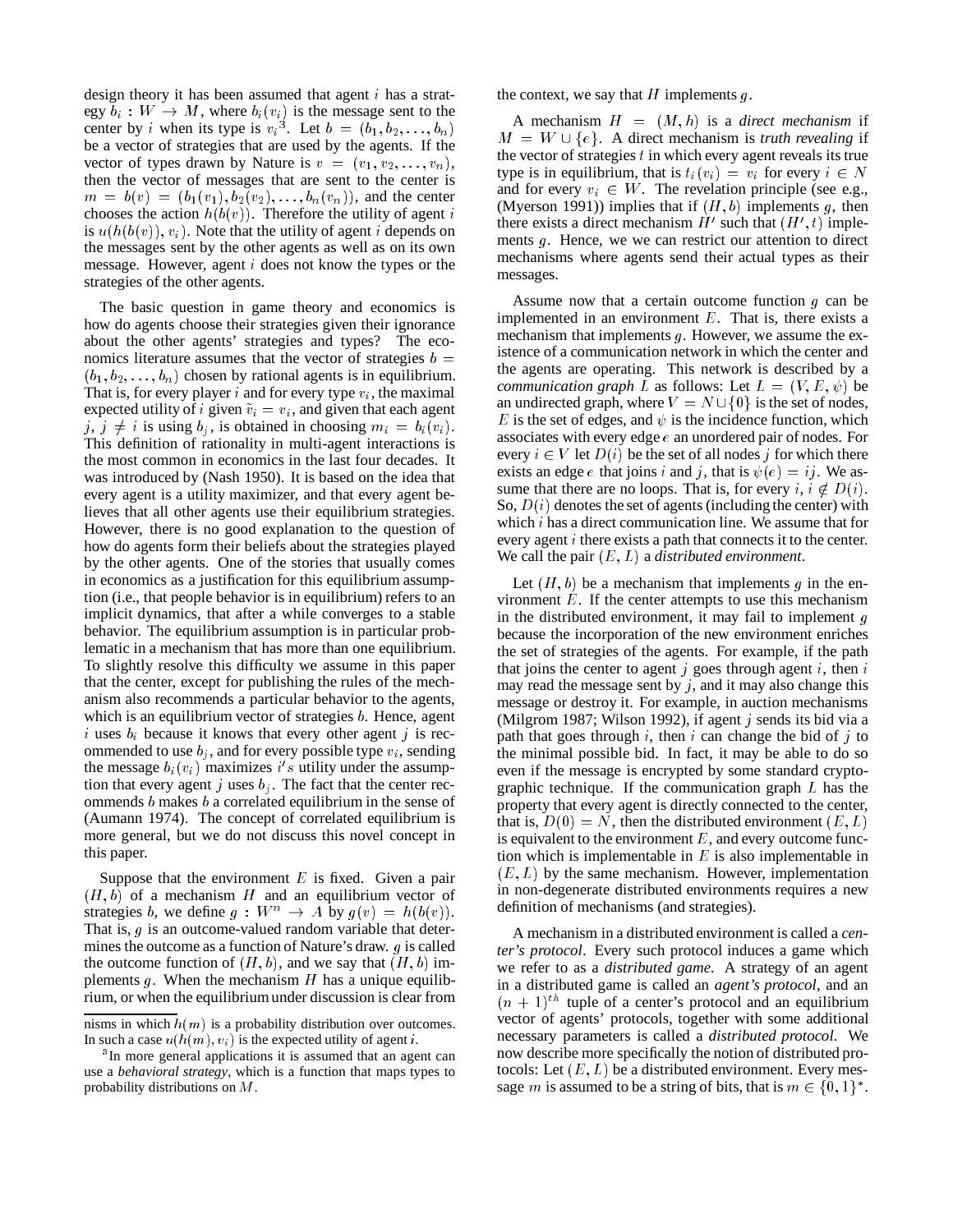design theory it has been assumed that agent $i$ has a strategy $b_i : W \to M$, where $b_i(v_i)$ is the message sent to the center by $i$ when its type is $v_i$[3]. Let $b = (b_1, b_2, \ldots, b_n)$ be a vector of strategies that are used by the agents. If the vector of types drawn by Nature is $v = (v_1, v_2, \ldots, v_n)$, then the vector of messages that are sent to the center is $m = b(v) = (b_1(v_1), b_2(v_2), \ldots, b_n(v_n))$, and the center chooses the action $h(b(v))$. Therefore the utility of agent $i$ is $u(h(b(v)), v_i)$. Note that the utility of agent $i$ depends on the messages sent by the other agents as well as on its own message. However, agent $i$ does not know the types or the strategies of the other agents.

The basic question in game theory and economics is how do agents choose their strategies given their ignorance about the other agents' strategies and types? The economics literature assumes that the vector of strategies $b = (b_1, b_2, \ldots, b_n)$ chosen by rational agents is in equilibrium. That is, for every player $i$ and for every type $v_i$, the maximal expected utility of $i$ given $\tilde{v}_i = v_i$, and given that each agent $j$, $j \neq i$ is using $b_j$, is obtained in choosing $m_i = b_i(v_i)$. This definition of rationality in multi-agent interactions is the most common in economics in the last four decades. It was introduced by (Nash 1950). It is based on the idea that every agent is a utility maximizer, and that every agent believes that all other agents use their equilibrium strategies. However, there is no good explanation to the question of how do agents form their beliefs about the strategies played by the other agents. One of the stories that usually comes in economics as a justification for this equilibrium assumption (i.e., that people behavior is in equilibrium) refers to an implicit dynamics, that after a while converges to a stable behavior. The equilibrium assumption is in particular problematic in a mechanism that has more than one equilibrium. To slightly resolve this difficulty we assume in this paper that the center, except for publishing the rules of the mechanism also recommends a particular behavior to the agents, which is an equilibrium vector of strategies $b$. Hence, agent $i$ uses $b_i$ because it knows that every other agent $j$ is recommended to use $b_j$, and for every possible type $v_i$, sending the message $b_i(v_i)$ maximizes $i's$ utility under the assumption that every agent $j$ uses $b_j$. The fact that the center recommends $b$ makes $b$ a correlated equilibrium in the sense of (Aumann 1974). The concept of correlated equilibrium is more general, but we do not discuss this novel concept in this paper.

Suppose that the environment $E$ is fixed. Given a pair $(H, b)$ of a mechanism $H$ and an equilibrium vector of strategies $b$, we define $g : W^n \to A$ by $g(v) = h(b(v))$. That is, $g$ is an outcome-valued random variable that determines the outcome as a function of Nature's draw. $g$ is called the outcome function of $(H, b)$, and we say that $(H, b)$ implements $g$. When the mechanism $H$ has a unique equilibrium, or when the equilibrium under discussion is clear from the context, we say that $H$ implements $g$.

A mechanism $H = (M, h)$ is a *direct mechanism* if $M = W \cup \{e\}$. A direct mechanism is *truth revealing* if the vector of strategies $t$ in which every agent reveals its true type is in equilibrium, that is $t_i(v_i) = v_i$ for every $i \in N$ and for every $v_i \in W$. The revelation principle (see e.g., (Myerson 1991)) implies that if $(H, b)$ implements $g$, then there exists a direct mechanism $H'$ such that $(H', t)$ implements $g$. Hence, we we can restrict our attention to direct mechanisms where agents send their actual types as their messages.

Assume now that a certain outcome function $g$ can be implemented in an environment $E$. That is, there exists a mechanism that implements $g$. However, we assume the existence of a communication network in which the center and the agents are operating. This network is described by a *communication graph* $L$ as follows: Let $L = (V, E, \psi)$ be an undirected graph, where $V = N \cup \{0\}$ is the set of nodes, $E$ is the set of edges, and $\psi$ is the incidence function, which associates with every edge $e$ an unordered pair of nodes. For every $i \in V$ let $D(i)$ be the set of all nodes $j$ for which there exists an edge $e$ that joins $i$ and $j$, that is $\psi(e) = ij$. We assume that there are no loops. That is, for every $i$, $i \notin D(i)$. So, $D(i)$ denotes the set of agents (including the center) with which $i$ has a direct communication line. We assume that for every agent $i$ there exists a path that connects it to the center. We call the pair $(E, L)$ a *distributed environment*.

Let $(H, b)$ be a mechanism that implements $g$ in the environment $E$. If the center attempts to use this mechanism in the distributed environment, it may fail to implement $g$ because the incorporation of the new environment enriches the set of strategies of the agents. For example, if the path that joins the center to agent $j$ goes through agent $i$, then $i$ may read the message sent by $j$, and it may also change this message or destroy it. For example, in auction mechanisms (Milgrom 1987; Wilson 1992), if agent $j$ sends its bid via a path that goes through $i$, then $i$ can change the bid of $j$ to the minimal possible bid. In fact, it may be able to do so even if the message is encrypted by some standard cryptographic technique. If the communication graph $L$ has the property that every agent is directly connected to the center, that is, $D(0) = N$, then the distributed environment $(E, L)$ is equivalent to the environment $E$, and every outcome function which is implementable in $E$ is also implementable in $(E, L)$ by the same mechanism. However, implementation in non-degenerate distributed environments requires a new definition of mechanisms (and strategies).

A mechanism in a distributed environment is called a *center's protocol*. Every such protocol induces a game which we refer to as a *distributed game*. A strategy of an agent in a distributed game is called an *agent's protocol*, and an $(n+1)^{th}$ tuple of a center's protocol and an equilibrium vector of agents' protocols, together with some additional necessary parameters is called a *distributed protocol*. We now describe more specifically the notion of distributed protocols: Let $(E, L)$ be a distributed environment. Every message $m$ is assumed to be a string of bits, that is $m \in \{0,1\}^*$.

nisms in which $h(m)$ is a probability distribution over outcomes. In such a case $u(h(m), v_i)$ is the expected utility of agent $i$.

[3] In more general applications it is assumed that an agent can use a *behavioral strategy*, which is a function that maps types to probability distributions on $M$.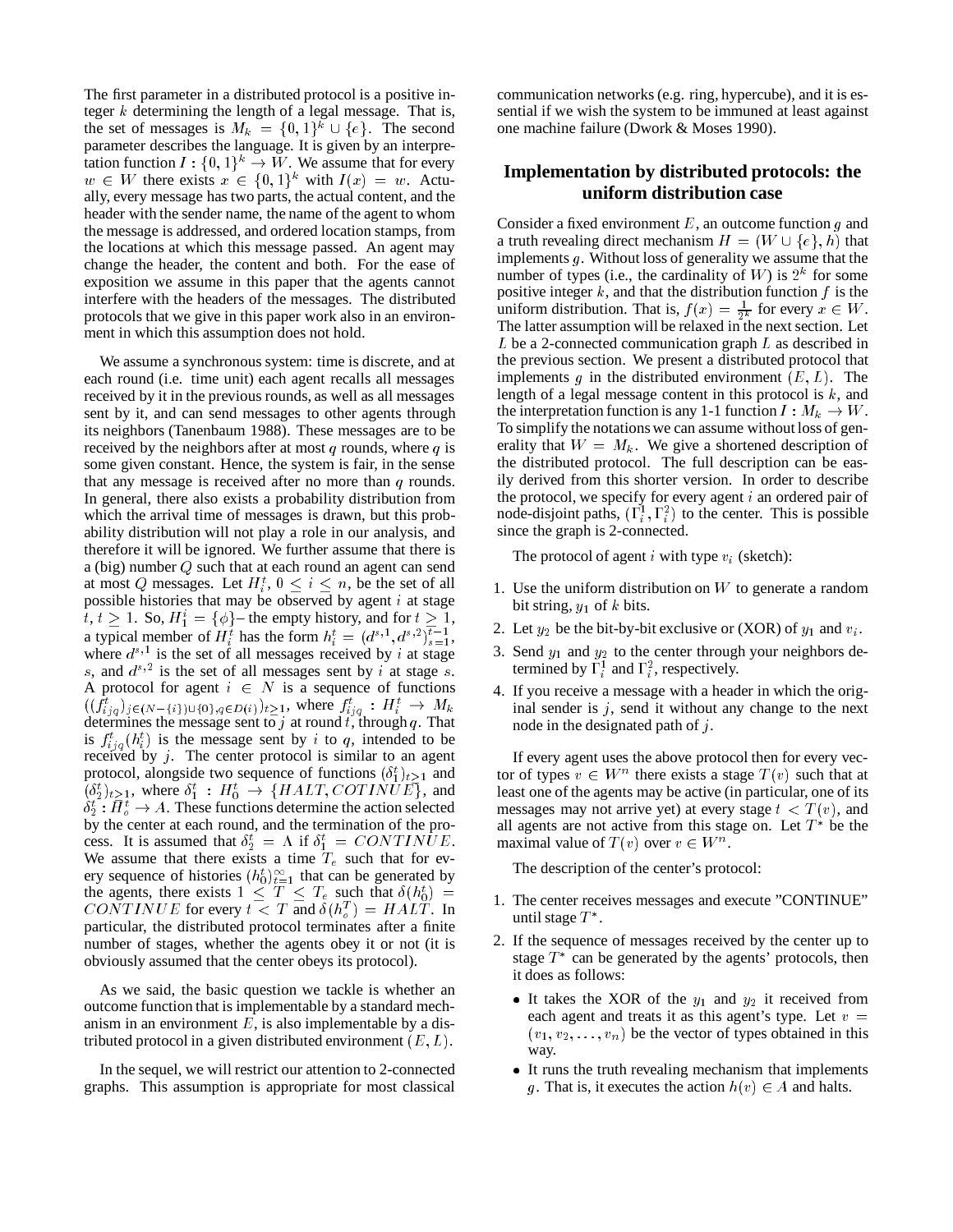The first parameter in a distributed protocol is a positive integer $k$ determining the length of a legal message. That is, the set of messages is $M_k = \{0,1\}^k \cup \{e\}$. The second parameter describes the language. It is given by an interpretation function $I : \{0,1\}^k \rightarrow W$. We assume that for every $w \in W$ there exists $x \in \{0,1\}^k$ with $I(x) = w$. Actually, every message has two parts, the actual content, and the header with the sender name, the name of the agent to whom the message is addressed, and ordered location stamps, from the locations at which this message passed. An agent may change the header, the content and both. For the ease of exposition we assume in this paper that the agents cannot interfere with the headers of the messages. The distributed protocols that we give in this paper work also in an environment in which this assumption does not hold.

We assume a synchronous system: time is discrete, and at each round (i.e. time unit) each agent recalls all messages received by it in the previous rounds, as well as all messages sent by it, and can send messages to other agents through its neighbors (Tanenbaum 1988). These messages are to be received by the neighbors after at most $q$ rounds, where $q$ is some given constant. Hence, the system is fair, in the sense that any message is received after no more than $q$ rounds. In general, there also exists a probability distribution from which the arrival time of messages is drawn, but this probability distribution will not play a role in our analysis, and therefore it will be ignored. We further assume that there is a (big) number $Q$ such that at each round an agent can send at most $Q$ messages. Let $H_i^t$, $0 \leq i \leq n$, be the set of all possible histories that may be observed by agent $i$ at stage $t$, $t \geq 1$. So, $H_1^i = \{\phi\}$– the empty history, and for $t \geq 1$, a typical member of $H_i^t$ has the form $h_i^t = (d^{s,1}, d^{s,2})_{s=1}^{t-1}$, where $d^{s,1}$ is the set of all messages received by $i$ at stage $s$, and $d^{s,2}$ is the set of all messages sent by $i$ at stage $s$. A protocol for agent $i \in N$ is a sequence of functions $((f_{ijq}^t)_{j \in (N-\{i\}) \cup \{0\}, q \in D(i)})_{t \geq 1}$, where $f_{ijq}^t : H_i^t \rightarrow M_k$ determines the message sent to $j$ at round $t$, through $q$. That is $f_{ijq}^t(h_i^t)$ is the message sent by $i$ to $q$, intended to be received by $j$. The center protocol is similar to an agent protocol, alongside two sequence of functions $(\delta_1^t)_{t \geq 1}$ and $(\delta_2^t)_{t \geq 1}$, where $\delta_1^t : H_0^t \rightarrow \{HALT, COTINUE\}$, and $\delta_2^t : H_o^t \rightarrow A$. These functions determine the action selected by the center at each round, and the termination of the process. It is assumed that $\delta_2^t = \Lambda$ if $\delta_1^t = CONTINUE$. We assume that there exists a time $T_e$ such that for every sequence of histories $(h_0^t)_{t=1}^{\infty}$ that can be generated by the agents, there exists $1 \leq T \leq T_e$ such that $\delta(h_0^t) = CONTINUE$ for every $t < T$ and $\delta(h_o^T) = HALT$. In particular, the distributed protocol terminates after a finite number of stages, whether the agents obey it or not (it is obviously assumed that the center obeys its protocol).

As we said, the basic question we tackle is whether an outcome function that is implementable by a standard mechanism in an environment $E$, is also implementable by a distributed protocol in a given distributed environment $(E, L)$.

In the sequel, we will restrict our attention to 2-connected graphs. This assumption is appropriate for most classical communication networks (e.g. ring, hypercube), and it is essential if we wish the system to be immuned at least against one machine failure (Dwork & Moses 1990).

## Implementation by distributed protocols: the uniform distribution case

Consider a fixed environment $E$, an outcome function $g$ and a truth revealing direct mechanism $H = (W \cup \{e\}, h)$ that implements $g$. Without loss of generality we assume that the number of types (i.e., the cardinality of $W$) is $2^k$ for some positive integer $k$, and that the distribution function $f$ is the uniform distribution. That is, $f(x) = \frac{1}{2^k}$ for every $x \in W$. The latter assumption will be relaxed in the next section. Let $L$ be a 2-connected communication graph $L$ as described in the previous section. We present a distributed protocol that implements $g$ in the distributed environment $(E, L)$. The length of a legal message content in this protocol is $k$, and the interpretation function is any 1-1 function $I : M_k \rightarrow W$. To simplify the notations we can assume without loss of generality that $W = M_k$. We give a shortened description of the distributed protocol. The full description can be easily derived from this shorter version. In order to describe the protocol, we specify for every agent $i$ an ordered pair of node-disjoint paths, $(\Gamma_i^1, \Gamma_i^2)$ to the center. This is possible since the graph is 2-connected.

The protocol of agent $i$ with type $v_i$ (sketch):

1. Use the uniform distribution on $W$ to generate a random bit string, $y_1$ of $k$ bits.
2. Let $y_2$ be the bit-by-bit exclusive or (XOR) of $y_1$ and $v_i$.
3. Send $y_1$ and $y_2$ to the center through your neighbors determined by $\Gamma_i^1$ and $\Gamma_i^2$, respectively.
4. If you receive a message with a header in which the original sender is $j$, send it without any change to the next node in the designated path of $j$.

If every agent uses the above protocol then for every vector of types $v \in W^n$ there exists a stage $T(v)$ such that at least one of the agents may be active (in particular, one of its messages may not arrive yet) at every stage $t < T(v)$, and all agents are not active from this stage on. Let $T^*$ be the maximal value of $T(v)$ over $v \in W^n$.

The description of the center's protocol:

1. The center receives messages and execute "CONTINUE" until stage $T^*$.
2. If the sequence of messages received by the center up to stage $T^*$ can be generated by the agents' protocols, then it does as follows:
   - It takes the XOR of the $y_1$ and $y_2$ it received from each agent and treats it as this agent's type. Let $v = (v_1, v_2, \ldots, v_n)$ be the vector of types obtained in this way.
   - It runs the truth revealing mechanism that implements $g$. That is, it executes the action $h(v) \in A$ and halts.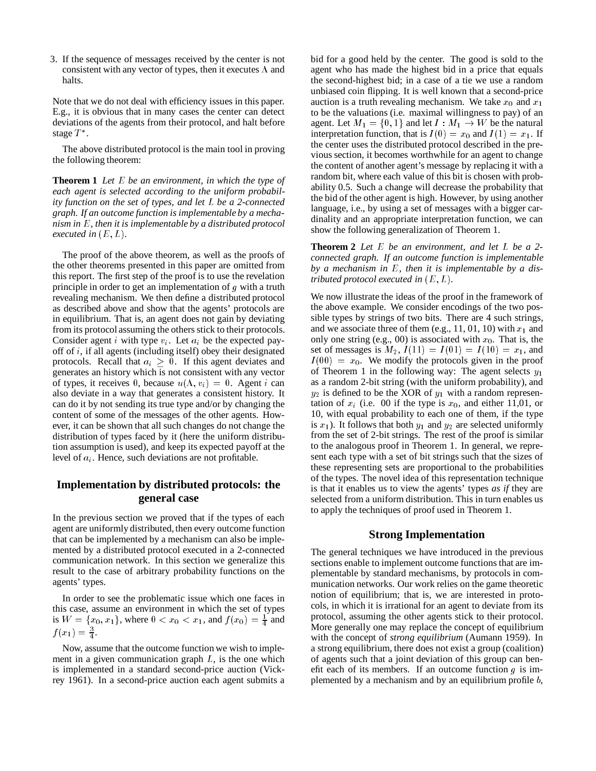3. If the sequence of messages received by the center is not consistent with any vector of types, then it executes $\Lambda$ and halts.

Note that we do not deal with efficiency issues in this paper. E.g., it is obvious that in many cases the center can detect deviations of the agents from their protocol, and halt before stage $T^*$.

The above distributed protocol is the main tool in proving the following theorem:

**Theorem 1** *Let $E$ be an environment, in which the type of each agent is selected according to the uniform probability function on the set of types, and let $L$ be a 2-connected graph. If an outcome function is implementable by a mechanism in $E$, then it is implementable by a distributed protocol executed in $(E, L)$.*

The proof of the above theorem, as well as the proofs of the other theorems presented in this paper are omitted from this report. The first step of the proof is to use the revelation principle in order to get an implementation of $g$ with a truth revealing mechanism. We then define a distributed protocol as described above and show that the agents' protocols are in equilibrium. That is, an agent does not gain by deviating from its protocol assuming the others stick to their protocols. Consider agent $i$ with type $v_i$. Let $a_i$ be the expected payoff of $i$, if all agents (including itself) obey their designated protocols. Recall that $a_i \geq 0$. If this agent deviates and generates an history which is not consistent with any vector of types, it receives 0, because $u(\Lambda, v_i) = 0$. Agent $i$ can also deviate in a way that generates a consistent history. It can do it by not sending its true type and/or by changing the content of some of the messages of the other agents. However, it can be shown that all such changes do not change the distribution of types faced by it (here the uniform distribution assumption is used), and keep its expected payoff at the level of $a_i$. Hence, such deviations are not profitable.

## Implementation by distributed protocols: the general case

In the previous section we proved that if the types of each agent are uniformly distributed, then every outcome function that can be implemented by a mechanism can also be implemented by a distributed protocol executed in a 2-connected communication network. In this section we generalize this result to the case of arbitrary probability functions on the agents' types.

In order to see the problematic issue which one faces in this case, assume an environment in which the set of types is $W = \{x_0, x_1\}$, where $0 < x_0 < x_1$, and $f(x_0) = \frac{1}{4}$ and $f(x_1) = \frac{3}{4}$.

Now, assume that the outcome function we wish to implement in a given communication graph $L$, is the one which is implemented in a standard second-price auction (Vickrey 1961). In a second-price auction each agent submits a bid for a good held by the center. The good is sold to the agent who has made the highest bid in a price that equals the second-highest bid; in a case of a tie we use a random unbiased coin flipping. It is well known that a second-price auction is a truth revealing mechanism. We take $x_0$ and $x_1$ to be the valuations (i.e. maximal willingness to pay) of an agent. Let $M_1 = \{0, 1\}$ and let $I : M_1 \rightarrow W$ be the natural interpretation function, that is $I(0) = x_0$ and $I(1) = x_1$. If the center uses the distributed protocol described in the previous section, it becomes worthwhile for an agent to change the content of another agent's message by replacing it with a random bit, where each value of this bit is chosen with probability 0.5. Such a change will decrease the probability that the bid of the other agent is high. However, by using another language, i.e., by using a set of messages with a bigger cardinality and an appropriate interpretation function, we can show the following generalization of Theorem 1.

**Theorem 2** *Let $E$ be an environment, and let $L$ be a 2-connected graph. If an outcome function is implementable by a mechanism in $E$, then it is implementable by a distributed protocol executed in $(E, L)$.*

We now illustrate the ideas of the proof in the framework of the above example. We consider encodings of the two possible types by strings of two bits. There are 4 such strings, and we associate three of them (e.g., 11, 01, 10) with $x_1$ and only one string (e.g., 00) is associated with $x_0$. That is, the set of messages is $M_2$, $I(11) = I(01) = I(10) = x_1$, and $I(00) = x_0$. We modify the protocols given in the proof of Theorem 1 in the following way: The agent selects $y_1$ as a random 2-bit string (with the uniform probability), and $y_2$ is defined to be the XOR of $y_1$ with a random representation of $x_i$ (i.e. 00 if the type is $x_0$, and either 11,01, or 10, with equal probability to each one of them, if the type is $x_1$). It follows that both $y_1$ and $y_2$ are selected uniformly from the set of 2-bit strings. The rest of the proof is similar to the analogous proof in Theorem 1. In general, we represent each type with a set of bit strings such that the sizes of these representing sets are proportional to the probabilities of the types. The novel idea of this representation technique is that it enables us to view the agents' types *as if* they are selected from a uniform distribution. This in turn enables us to apply the techniques of proof used in Theorem 1.

## Strong Implementation

The general techniques we have introduced in the previous sections enable to implement outcome functions that are implementable by standard mechanisms, by protocols in communication networks. Our work relies on the game theoretic notion of equilibrium; that is, we are interested in protocols, in which it is irrational for an agent to deviate from its protocol, assuming the other agents stick to their protocol. More generally one may replace the concept of equilibrium with the concept of *strong equilibrium* (Aumann 1959). In a strong equilibrium, there does not exist a group (coalition) of agents such that a joint deviation of this group can benefit each of its members. If an outcome function $g$ is implemented by a mechanism and by an equilibrium profile $b$,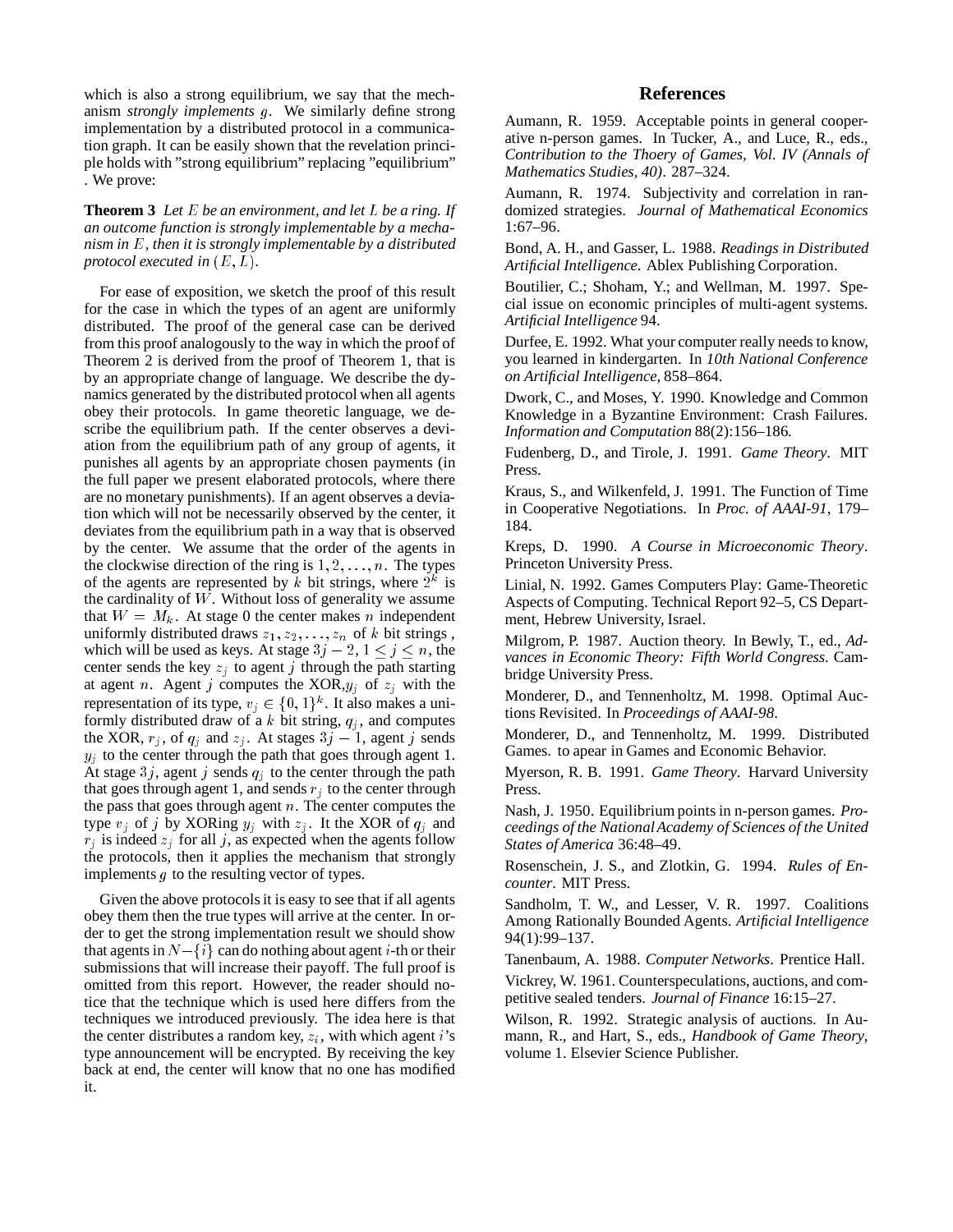which is also a strong equilibrium, we say that the mechanism *strongly implements* $g$. We similarly define strong implementation by a distributed protocol in a communication graph. It can be easily shown that the revelation principle holds with "strong equilibrium" replacing "equilibrium" . We prove:

**Theorem 3** *Let $E$ be an environment, and let $L$ be a ring. If an outcome function is strongly implementable by a mechanism in $E$, then it is strongly implementable by a distributed protocol executed in $(E, L)$.*

For ease of exposition, we sketch the proof of this result for the case in which the types of an agent are uniformly distributed. The proof of the general case can be derived from this proof analogously to the way in which the proof of Theorem 2 is derived from the proof of Theorem 1, that is by an appropriate change of language. We describe the dynamics generated by the distributed protocol when all agents obey their protocols. In game theoretic language, we describe the equilibrium path. If the center observes a deviation from the equilibrium path of any group of agents, it punishes all agents by an appropriate chosen payments (in the full paper we present elaborated protocols, where there are no monetary punishments). If an agent observes a deviation which will not be necessarily observed by the center, it deviates from the equilibrium path in a way that is observed by the center. We assume that the order of the agents in the clockwise direction of the ring is $1, 2, \ldots, n$. The types of the agents are represented by $k$ bit strings, where $2^k$ is the cardinality of $W$. Without loss of generality we assume that $W = M_k$. At stage 0 the center makes $n$ independent uniformly distributed draws $z_1, z_2, \ldots, z_n$ of $k$ bit strings , which will be used as keys. At stage $3j-2$, $1 \leq j \leq n$, the center sends the key $z_j$ to agent $j$ through the path starting at agent $n$. Agent $j$ computes the XOR,$y_j$ of $z_j$ with the representation of its type, $v_j \in \{0,1\}^k$. It also makes a uniformly distributed draw of a $k$ bit string, $q_j$, and computes the XOR, $r_j$, of $q_j$ and $z_j$. At stages $3j-1$, agent $j$ sends $y_j$ to the center through the path that goes through agent 1. At stage $3j$, agent $j$ sends $q_j$ to the center through the path that goes through agent 1, and sends $r_j$ to the center through the pass that goes through agent $n$. The center computes the type $v_j$ of $j$ by XORing $y_j$ with $z_j$. It the XOR of $q_j$ and $r_j$ is indeed $z_j$ for all $j$, as expected when the agents follow the protocols, then it applies the mechanism that strongly implements $g$ to the resulting vector of types.

Given the above protocols it is easy to see that if all agents obey them then the true types will arrive at the center. In order to get the strong implementation result we should show that agents in $N - \{i\}$ can do nothing about agent $i$-th or their submissions that will increase their payoff. The full proof is omitted from this report. However, the reader should notice that the technique which is used here differs from the techniques we introduced previously. The idea here is that the center distributes a random key, $z_i$, with which agent $i$'s type announcement will be encrypted. By receiving the key back at end, the center will know that no one has modified it.

## References

Aumann, R. 1959. Acceptable points in general cooperative n-person games. In Tucker, A., and Luce, R., eds., *Contribution to the Thoery of Games, Vol. IV (Annals of Mathematics Studies, 40)*. 287–324.

Aumann, R. 1974. Subjectivity and correlation in randomized strategies. *Journal of Mathematical Economics* 1:67–96.

Bond, A. H., and Gasser, L. 1988. *Readings in Distributed Artificial Intelligence*. Ablex Publishing Corporation.

Boutilier, C.; Shoham, Y.; and Wellman, M. 1997. Special issue on economic principles of multi-agent systems. *Artificial Intelligence* 94.

Durfee, E. 1992. What your computer really needs to know, you learned in kindergarten. In *10th National Conference on Artificial Intelligence*, 858–864.

Dwork, C., and Moses, Y. 1990. Knowledge and Common Knowledge in a Byzantine Environment: Crash Failures. *Information and Computation* 88(2):156–186.

Fudenberg, D., and Tirole, J. 1991. *Game Theory*. MIT Press.

Kraus, S., and Wilkenfeld, J. 1991. The Function of Time in Cooperative Negotiations. In *Proc. of AAAI-91*, 179–184.

Kreps, D. 1990. *A Course in Microeconomic Theory*. Princeton University Press.

Linial, N. 1992. Games Computers Play: Game-Theoretic Aspects of Computing. Technical Report 92–5, CS Department, Hebrew University, Israel.

Milgrom, P. 1987. Auction theory. In Bewly, T., ed., *Advances in Economic Theory: Fifth World Congress*. Cambridge University Press.

Monderer, D., and Tennenholtz, M. 1998. Optimal Auctions Revisited. In *Proceedings of AAAI-98*.

Monderer, D., and Tennenholtz, M. 1999. Distributed Games. to apear in Games and Economic Behavior.

Myerson, R. B. 1991. *Game Theory*. Harvard University Press.

Nash, J. 1950. Equilibrium points in n-person games. *Proceedings of the National Academy of Sciences of the United States of America* 36:48–49.

Rosenschein, J. S., and Zlotkin, G. 1994. *Rules of Encounter*. MIT Press.

Sandholm, T. W., and Lesser, V. R. 1997. Coalitions Among Rationally Bounded Agents. *Artificial Intelligence* 94(1):99–137.

Tanenbaum, A. 1988. *Computer Networks*. Prentice Hall.

Vickrey, W. 1961. Counterspeculations, auctions, and competitive sealed tenders. *Journal of Finance* 16:15–27.

Wilson, R. 1992. Strategic analysis of auctions. In Aumann, R., and Hart, S., eds., *Handbook of Game Theory*, volume 1. Elsevier Science Publisher.